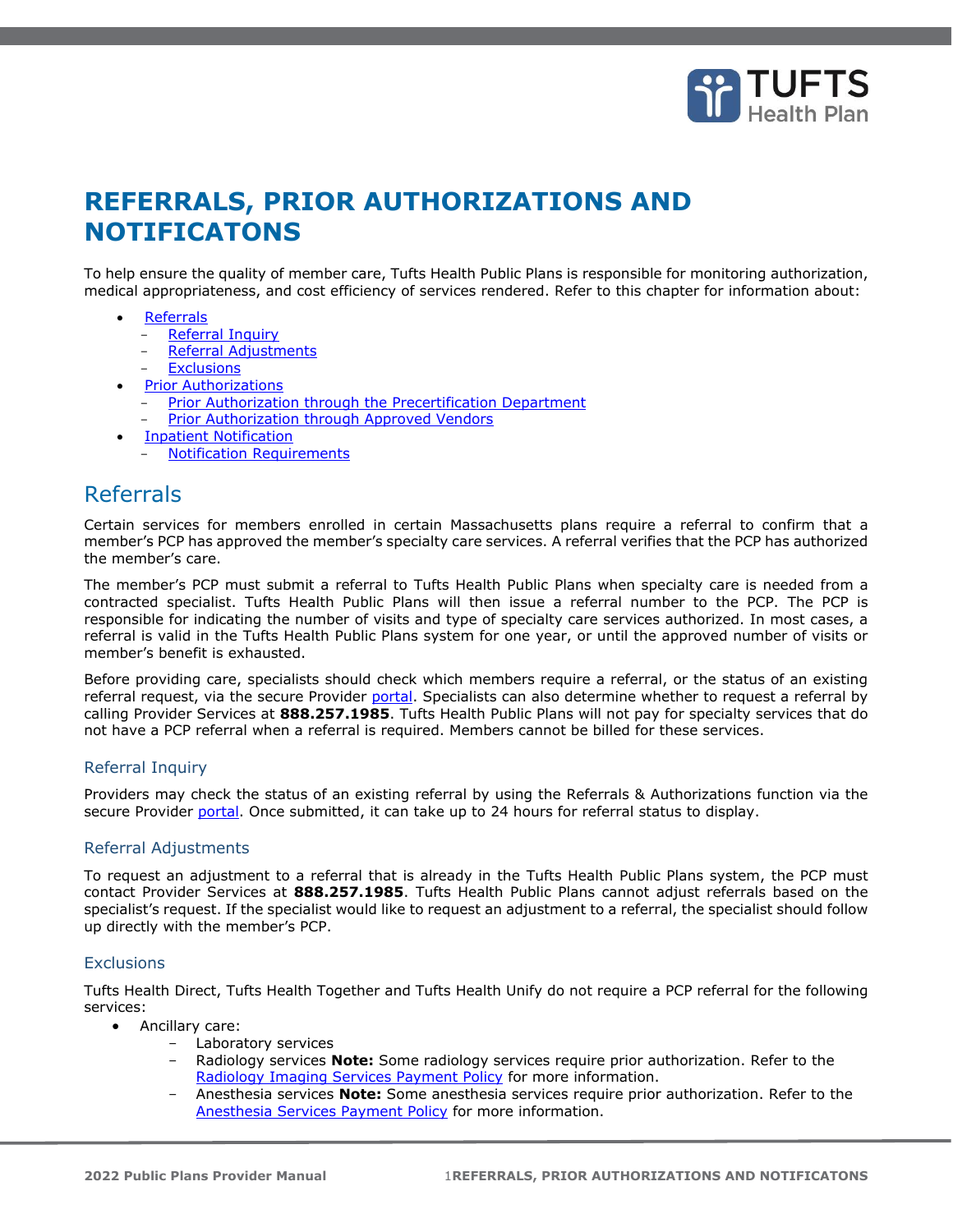# REFERRALS, PRIOR AUTHORIZATIONS AND NOTIFICATONS

To help ensure the quality of member care, Tufts Health Public Plans is responsible for monitoring authorization, medical appropriateness, and cost efficiency of services rendered. Refer to this chapter for information about:

- Referrals
  - Referral Inquiry
  - Referral Adjustments
  - Exclusions
- Prior Authorizations
  - Prior Authorization through the Precertification Department
  - Prior Authorization through Approved Vendors
- Inpatient Notification
  - Notification Requirements

## Referrals

Certain services for members enrolled in certain Massachusetts plans require a referral to confirm that a member's PCP has approved the member's specialty care services. A referral verifies that the PCP has authorized the member's care.

The member's PCP must submit a referral to Tufts Health Public Plans when specialty care is needed from a contracted specialist. Tufts Health Public Plans will then issue a referral number to the PCP. The PCP is responsible for indicating the number of visits and type of specialty care services authorized. In most cases, a referral is valid in the Tufts Health Public Plans system for one year, or until the approved number of visits or member's benefit is exhausted.

Before providing care, specialists should check which members require a referral, or the status of an existing referral request, via the secure Provider portal. Specialists can also determine whether to request a referral by calling Provider Services at **888.257.1985**. Tufts Health Public Plans will not pay for specialty services that do not have a PCP referral when a referral is required. Members cannot be billed for these services.

### Referral Inquiry

Providers may check the status of an existing referral by using the Referrals & Authorizations function via the secure Provider portal. Once submitted, it can take up to 24 hours for referral status to display.

### Referral Adjustments

To request an adjustment to a referral that is already in the Tufts Health Public Plans system, the PCP must contact Provider Services at **888.257.1985**. Tufts Health Public Plans cannot adjust referrals based on the specialist's request. If the specialist would like to request an adjustment to a referral, the specialist should follow up directly with the member's PCP.

### Exclusions

Tufts Health Direct, Tufts Health Together and Tufts Health Unify do not require a PCP referral for the following services:

- Ancillary care:
  - Laboratory services
  - Radiology services **Note:** Some radiology services require prior authorization. Refer to the Radiology Imaging Services Payment Policy for more information.
  - Anesthesia services **Note:** Some anesthesia services require prior authorization. Refer to the Anesthesia Services Payment Policy for more information.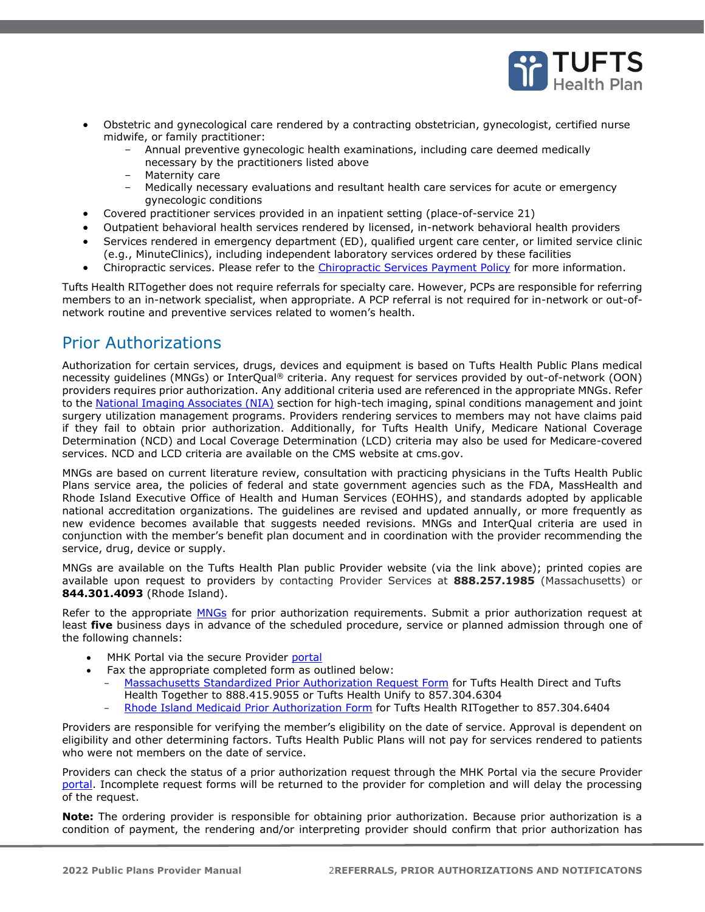- Obstetric and gynecological care rendered by a contracting obstetrician, gynecologist, certified nurse midwife, or family practitioner:
  - Annual preventive gynecologic health examinations, including care deemed medically necessary by the practitioners listed above
  - Maternity care
  - Medically necessary evaluations and resultant health care services for acute or emergency gynecologic conditions
- Covered practitioner services provided in an inpatient setting (place-of-service 21)
- Outpatient behavioral health services rendered by licensed, in-network behavioral health providers
- Services rendered in emergency department (ED), qualified urgent care center, or limited service clinic (e.g., MinuteClinics), including independent laboratory services ordered by these facilities
- Chiropractic services. Please refer to the Chiropractic Services Payment Policy for more information.

Tufts Health RITogether does not require referrals for specialty care. However, PCPs are responsible for referring members to an in-network specialist, when appropriate. A PCP referral is not required for in-network or out-of-network routine and preventive services related to women's health.

## Prior Authorizations

Authorization for certain services, drugs, devices and equipment is based on Tufts Health Public Plans medical necessity guidelines (MNGs) or InterQual® criteria. Any request for services provided by out-of-network (OON) providers requires prior authorization. Any additional criteria used are referenced in the appropriate MNGs. Refer to the National Imaging Associates (NIA) section for high-tech imaging, spinal conditions management and joint surgery utilization management programs. Providers rendering services to members may not have claims paid if they fail to obtain prior authorization. Additionally, for Tufts Health Unify, Medicare National Coverage Determination (NCD) and Local Coverage Determination (LCD) criteria may also be used for Medicare-covered services. NCD and LCD criteria are available on the CMS website at cms.gov.

MNGs are based on current literature review, consultation with practicing physicians in the Tufts Health Public Plans service area, the policies of federal and state government agencies such as the FDA, MassHealth and Rhode Island Executive Office of Health and Human Services (EOHHS), and standards adopted by applicable national accreditation organizations. The guidelines are revised and updated annually, or more frequently as new evidence becomes available that suggests needed revisions. MNGs and InterQual criteria are used in conjunction with the member's benefit plan document and in coordination with the provider recommending the service, drug, device or supply.

MNGs are available on the Tufts Health Plan public Provider website (via the link above); printed copies are available upon request to providers by contacting Provider Services at **888.257.1985** (Massachusetts) or **844.301.4093** (Rhode Island).

Refer to the appropriate MNGs for prior authorization requirements. Submit a prior authorization request at least **five** business days in advance of the scheduled procedure, service or planned admission through one of the following channels:

- MHK Portal via the secure Provider portal
- Fax the appropriate completed form as outlined below:
  - Massachusetts Standardized Prior Authorization Request Form for Tufts Health Direct and Tufts Health Together to 888.415.9055 or Tufts Health Unify to 857.304.6304
  - Rhode Island Medicaid Prior Authorization Form for Tufts Health RITogether to 857.304.6404

Providers are responsible for verifying the member's eligibility on the date of service. Approval is dependent on eligibility and other determining factors. Tufts Health Public Plans will not pay for services rendered to patients who were not members on the date of service.

Providers can check the status of a prior authorization request through the MHK Portal via the secure Provider portal. Incomplete request forms will be returned to the provider for completion and will delay the processing of the request.

**Note:** The ordering provider is responsible for obtaining prior authorization. Because prior authorization is a condition of payment, the rendering and/or interpreting provider should confirm that prior authorization has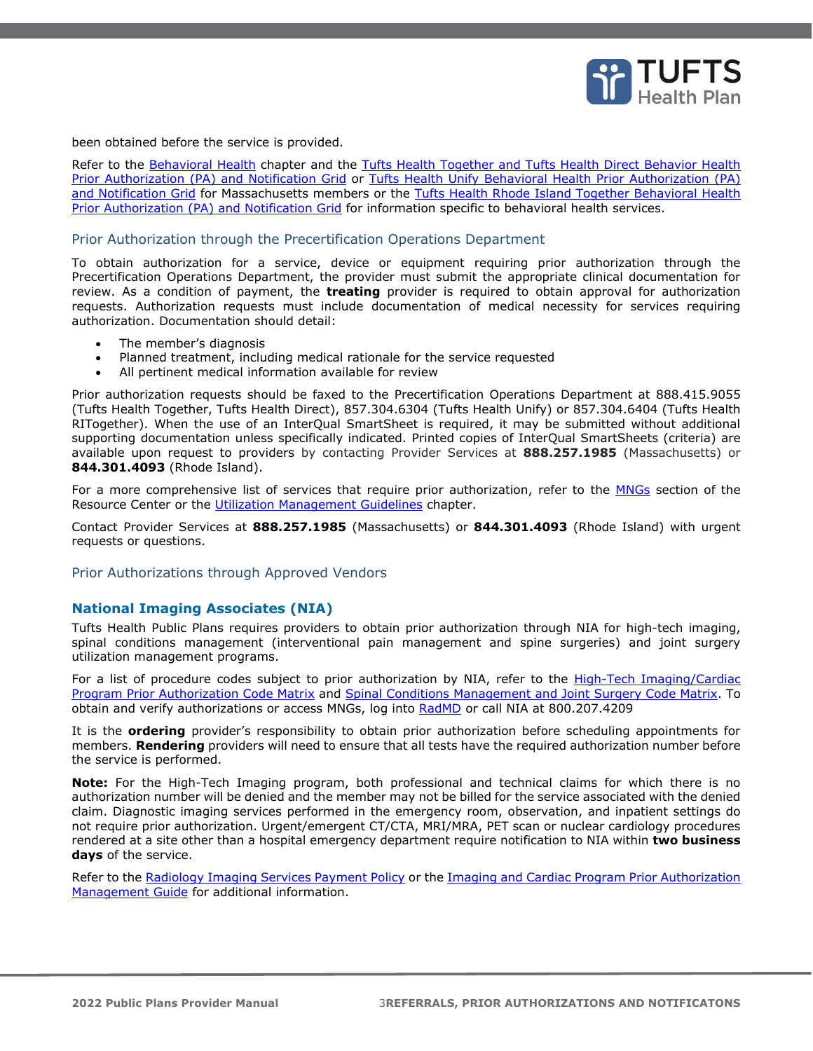been obtained before the service is provided.

Refer to the Behavioral Health chapter and the Tufts Health Together and Tufts Health Direct Behavior Health Prior Authorization (PA) and Notification Grid or Tufts Health Unify Behavioral Health Prior Authorization (PA) and Notification Grid for Massachusetts members or the Tufts Health Rhode Island Together Behavioral Health Prior Authorization (PA) and Notification Grid for information specific to behavioral health services.

## Prior Authorization through the Precertification Operations Department

To obtain authorization for a service, device or equipment requiring prior authorization through the Precertification Operations Department, the provider must submit the appropriate clinical documentation for review. As a condition of payment, the **treating** provider is required to obtain approval for authorization requests. Authorization requests must include documentation of medical necessity for services requiring authorization. Documentation should detail:

- The member's diagnosis
- Planned treatment, including medical rationale for the service requested
- All pertinent medical information available for review

Prior authorization requests should be faxed to the Precertification Operations Department at 888.415.9055 (Tufts Health Together, Tufts Health Direct), 857.304.6304 (Tufts Health Unify) or 857.304.6404 (Tufts Health RITogether). When the use of an InterQual SmartSheet is required, it may be submitted without additional supporting documentation unless specifically indicated. Printed copies of InterQual SmartSheets (criteria) are available upon request to providers by contacting Provider Services at **888.257.1985** (Massachusetts) or **844.301.4093** (Rhode Island).

For a more comprehensive list of services that require prior authorization, refer to the MNGs section of the Resource Center or the Utilization Management Guidelines chapter.

Contact Provider Services at **888.257.1985** (Massachusetts) or **844.301.4093** (Rhode Island) with urgent requests or questions.

## Prior Authorizations through Approved Vendors

### National Imaging Associates (NIA)

Tufts Health Public Plans requires providers to obtain prior authorization through NIA for high-tech imaging, spinal conditions management (interventional pain management and spine surgeries) and joint surgery utilization management programs.

For a list of procedure codes subject to prior authorization by NIA, refer to the High-Tech Imaging/Cardiac Program Prior Authorization Code Matrix and Spinal Conditions Management and Joint Surgery Code Matrix. To obtain and verify authorizations or access MNGs, log into RadMD or call NIA at 800.207.4209

It is the **ordering** provider's responsibility to obtain prior authorization before scheduling appointments for members. **Rendering** providers will need to ensure that all tests have the required authorization number before the service is performed.

**Note:** For the High-Tech Imaging program, both professional and technical claims for which there is no authorization number will be denied and the member may not be billed for the service associated with the denied claim. Diagnostic imaging services performed in the emergency room, observation, and inpatient settings do not require prior authorization. Urgent/emergent CT/CTA, MRI/MRA, PET scan or nuclear cardiology procedures rendered at a site other than a hospital emergency department require notification to NIA within **two business days** of the service.

Refer to the Radiology Imaging Services Payment Policy or the Imaging and Cardiac Program Prior Authorization Management Guide for additional information.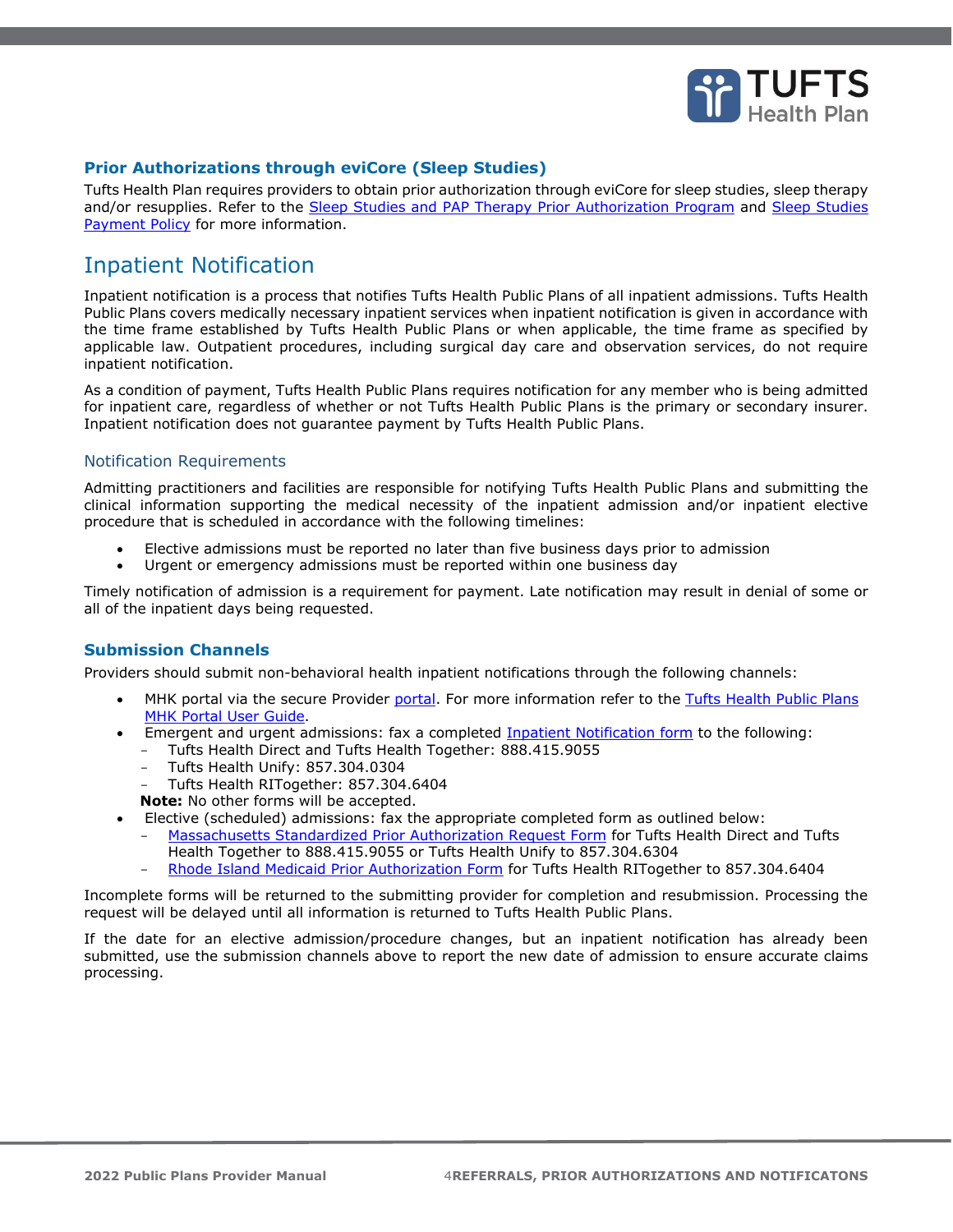### Prior Authorizations through eviCore (Sleep Studies)

Tufts Health Plan requires providers to obtain prior authorization through eviCore for sleep studies, sleep therapy and/or resupplies. Refer to the Sleep Studies and PAP Therapy Prior Authorization Program and Sleep Studies Payment Policy for more information.

## Inpatient Notification

Inpatient notification is a process that notifies Tufts Health Public Plans of all inpatient admissions. Tufts Health Public Plans covers medically necessary inpatient services when inpatient notification is given in accordance with the time frame established by Tufts Health Public Plans or when applicable, the time frame as specified by applicable law. Outpatient procedures, including surgical day care and observation services, do not require inpatient notification.

As a condition of payment, Tufts Health Public Plans requires notification for any member who is being admitted for inpatient care, regardless of whether or not Tufts Health Public Plans is the primary or secondary insurer. Inpatient notification does not guarantee payment by Tufts Health Public Plans.

### Notification Requirements

Admitting practitioners and facilities are responsible for notifying Tufts Health Public Plans and submitting the clinical information supporting the medical necessity of the inpatient admission and/or inpatient elective procedure that is scheduled in accordance with the following timelines:

- Elective admissions must be reported no later than five business days prior to admission
- Urgent or emergency admissions must be reported within one business day

Timely notification of admission is a requirement for payment. Late notification may result in denial of some or all of the inpatient days being requested.

### Submission Channels

Providers should submit non-behavioral health inpatient notifications through the following channels:

- MHK portal via the secure Provider portal. For more information refer to the Tufts Health Public Plans MHK Portal User Guide.
- Emergent and urgent admissions: fax a completed Inpatient Notification form to the following:
  - Tufts Health Direct and Tufts Health Together: 888.415.9055
  - Tufts Health Unify: 857.304.0304
  - Tufts Health RITogether: 857.304.6404

  **Note:** No other forms will be accepted.
- Elective (scheduled) admissions: fax the appropriate completed form as outlined below:
  - Massachusetts Standardized Prior Authorization Request Form for Tufts Health Direct and Tufts Health Together to 888.415.9055 or Tufts Health Unify to 857.304.6304
  - Rhode Island Medicaid Prior Authorization Form for Tufts Health RITogether to 857.304.6404

Incomplete forms will be returned to the submitting provider for completion and resubmission. Processing the request will be delayed until all information is returned to Tufts Health Public Plans.

If the date for an elective admission/procedure changes, but an inpatient notification has already been submitted, use the submission channels above to report the new date of admission to ensure accurate claims processing.